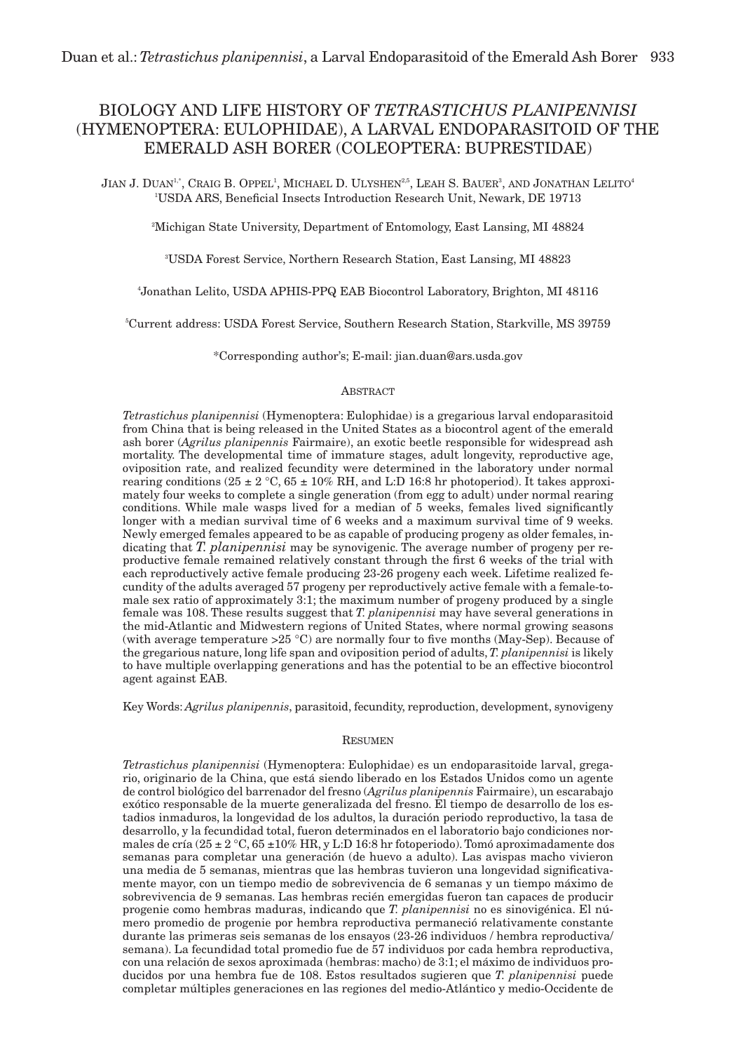# BIOLOGY AND LIFE HISTORY OF *TETRASTICHUS PLANIPENNISI* (HYMENOPTERA: EULOPHIDAE), A LARVAL ENDOPARASITOID OF THE EMERALD ASH BORER (COLEOPTERA: BUPRESTIDAE)

JIAN J. DUAN[1,*], CRAIG B. OPPEL[1], MICHAEL D. ULYSHEN[2,5], LEAH S. BAUER[3], AND JONATHAN LELITO[4]

[1]USDA ARS, Beneficial Insects Introduction Research Unit, Newark, DE 19713

[2]Michigan State University, Department of Entomology, East Lansing, MI 48824

[3]USDA Forest Service, Northern Research Station, East Lansing, MI 48823

[4]Jonathan Lelito, USDA APHIS-PPQ EAB Biocontrol Laboratory, Brighton, MI 48116

[5]Current address: USDA Forest Service, Southern Research Station, Starkville, MS 39759

*Corresponding author's; E-mail: jian.duan@ars.usda.gov

## ABSTRACT

*Tetrastichus planipennisi* (Hymenoptera: Eulophidae) is a gregarious larval endoparasitoid from China that is being released in the United States as a biocontrol agent of the emerald ash borer (*Agrilus planipennis* Fairmaire), an exotic beetle responsible for widespread ash mortality. The developmental time of immature stages, adult longevity, reproductive age, oviposition rate, and realized fecundity were determined in the laboratory under normal rearing conditions (25 ± 2 °C, 65 ± 10% RH, and L:D 16:8 hr photoperiod). It takes approximately four weeks to complete a single generation (from egg to adult) under normal rearing conditions. While male wasps lived for a median of 5 weeks, females lived significantly longer with a median survival time of 6 weeks and a maximum survival time of 9 weeks. Newly emerged females appeared to be as capable of producing progeny as older females, indicating that *T. planipennisi* may be synovigenic. The average number of progeny per reproductive female remained relatively constant through the first 6 weeks of the trial with each reproductively active female producing 23-26 progeny each week. Lifetime realized fecundity of the adults averaged 57 progeny per reproductively active female with a female-to-male sex ratio of approximately 3:1; the maximum number of progeny produced by a single female was 108. These results suggest that *T. planipennisi* may have several generations in the mid-Atlantic and Midwestern regions of United States, where normal growing seasons (with average temperature >25 °C) are normally four to five months (May-Sep). Because of the gregarious nature, long life span and oviposition period of adults, *T. planipennisi* is likely to have multiple overlapping generations and has the potential to be an effective biocontrol agent against EAB.

Key Words: *Agrilus planipennis*, parasitoid, fecundity, reproduction, development, synovigeny

## RESUMEN

*Tetrastichus planipennisi* (Hymenoptera: Eulophidae) es un endoparasitoide larval, gregario, originario de la China, que está siendo liberado en los Estados Unidos como un agente de control biológico del barrenador del fresno (*Agrilus planipennis* Fairmaire), un escarabajo exótico responsable de la muerte generalizada del fresno. El tiempo de desarrollo de los estadios inmaduros, la longevidad de los adultos, la duración periodo reproductivo, la tasa de desarrollo, y la fecundidad total, fueron determinados en el laboratorio bajo condiciones normales de cría (25 ± 2 °C, 65 ±10% HR, y L:D 16:8 hr fotoperiodo). Tomó aproximadamente dos semanas para completar una generación (de huevo a adulto). Las avispas macho vivieron una media de 5 semanas, mientras que las hembras tuvieron una longevidad significativamente mayor, con un tiempo medio de sobrevivencia de 6 semanas y un tiempo máximo de sobrevivencia de 9 semanas. Las hembras recién emergidas fueron tan capaces de producir progenie como hembras maduras, indicando que *T. planipennisi* no es sinovigénica. El número promedio de progenie por hembra reproductiva permaneció relativamente constante durante las primeras seis semanas de los ensayos (23-26 individuos / hembra reproductiva/ semana). La fecundidad total promedio fue de 57 individuos por cada hembra reproductiva, con una relación de sexos aproximada (hembras: macho) de 3:1; el máximo de individuos producidos por una hembra fue de 108. Estos resultados sugieren que *T. planipennisi* puede completar múltiples generaciones en las regiones del medio-Atlántico y medio-Occidente de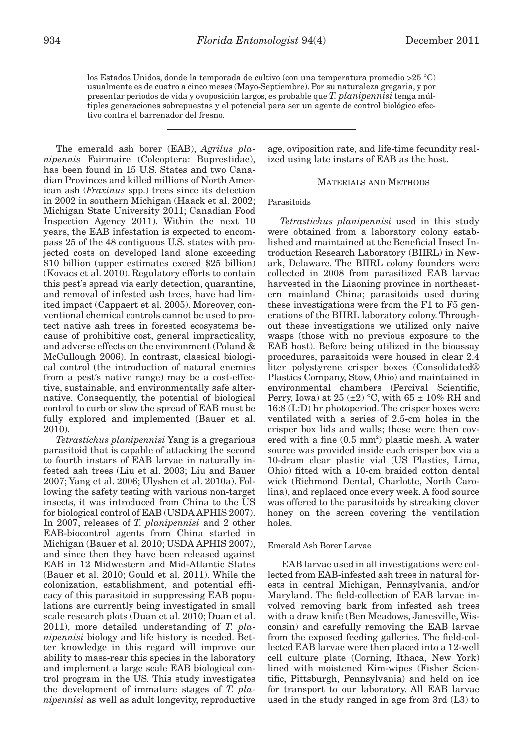los Estados Unidos, donde la temporada de cultivo (con una temperatura promedio >25 °C) usualmente es de cuatro a cinco meses (Mayo-Septiembre). Por su naturaleza gregaria, y por presentar periodos de vida y ovoposición largos, es probable que *T. planipennisi* tenga múltiples generaciones sobrepuestas y el potencial para ser un agente de control biológico efectivo contra el barrenador del fresno.

---

The emerald ash borer (EAB), *Agrilus planipennis* Fairmaire (Coleoptera: Buprestidae), has been found in 15 U.S. States and two Canadian Provinces and killed millions of North American ash (*Fraxinus* spp.) trees since its detection in 2002 in southern Michigan (Haack et al. 2002; Michigan State University 2011; Canadian Food Inspection Agency 2011). Within the next 10 years, the EAB infestation is expected to encompass 25 of the 48 contiguous U.S. states with projected costs on developed land alone exceeding \$10 billion (upper estimates exceed \$25 billion) (Kovacs et al. 2010). Regulatory efforts to contain this pest's spread via early detection, quarantine, and removal of infested ash trees, have had limited impact (Cappaert et al. 2005). Moreover, conventional chemical controls cannot be used to protect native ash trees in forested ecosystems because of prohibitive cost, general impracticality, and adverse effects on the environment (Poland & McCullough 2006). In contrast, classical biological control (the introduction of natural enemies from a pest's native range) may be a cost-effective, sustainable, and environmentally safe alternative. Consequently, the potential of biological control to curb or slow the spread of EAB must be fully explored and implemented (Bauer et al. 2010).

*Tetrastichus planipennisi* Yang is a gregarious parasitoid that is capable of attacking the second to fourth instars of EAB larvae in naturally infested ash trees (Liu et al. 2003; Liu and Bauer 2007; Yang et al. 2006; Ulyshen et al. 2010a). Following the safety testing with various non-target insects, it was introduced from China to the US for biological control of EAB (USDA APHIS 2007). In 2007, releases of *T. planipennisi* and 2 other EAB-biocontrol agents from China started in Michigan (Bauer et al. 2010; USDA APHIS 2007), and since then they have been released against EAB in 12 Midwestern and Mid-Atlantic States (Bauer et al. 2010; Gould et al. 2011). While the colonization, establishment, and potential efficacy of this parasitoid in suppressing EAB populations are currently being investigated in small scale research plots (Duan et al. 2010; Duan et al. 2011), more detailed understanding of *T. planipennisi* biology and life history is needed. Better knowledge in this regard will improve our ability to mass-rear this species in the laboratory and implement a large scale EAB biological control program in the US. This study investigates the development of immature stages of *T. planipennisi* as well as adult longevity, reproductive age, oviposition rate, and life-time fecundity realized using late instars of EAB as the host.

## MATERIALS AND METHODS

### Parasitoids

*Tetrastichus planipennisi* used in this study were obtained from a laboratory colony established and maintained at the Beneficial Insect Introduction Research Laboratory (BIIRL) in Newark, Delaware. The BIIRL colony founders were collected in 2008 from parasitized EAB larvae harvested in the Liaoning province in northeastern mainland China; parasitoids used during these investigations were from the F1 to F5 generations of the BIIRL laboratory colony. Throughout these investigations we utilized only naive wasps (those with no previous exposure to the EAB host). Before being utilized in the bioassay procedures, parasitoids were housed in clear 2.4 liter polystyrene crisper boxes (Consolidated® Plastics Company, Stow, Ohio) and maintained in environmental chambers (Percival Scientific, Perry, Iowa) at 25 (±2) °C, with 65 ± 10% RH and 16:8 (L:D) hr photoperiod. The crisper boxes were ventilated with a series of 2.5-cm holes in the crisper box lids and walls; these were then covered with a fine (0.5 $mm^2$) plastic mesh. A water source was provided inside each crisper box via a 10-dram clear plastic vial (US Plastics, Lima, Ohio) fitted with a 10-cm braided cotton dental wick (Richmond Dental, Charlotte, North Carolina), and replaced once every week. A food source was offered to the parasitoids by streaking clover honey on the screen covering the ventilation holes.

### Emerald Ash Borer Larvae

EAB larvae used in all investigations were collected from EAB-infested ash trees in natural forests in central Michigan, Pennsylvania, and/or Maryland. The field-collection of EAB larvae involved removing bark from infested ash trees with a draw knife (Ben Meadows, Janesville, Wisconsin) and carefully removing the EAB larvae from the exposed feeding galleries. The field-collected EAB larvae were then placed into a 12-well cell culture plate (Corning, Ithaca, New York) lined with moistened Kim-wipes (Fisher Scientific, Pittsburgh, Pennsylvania) and held on ice for transport to our laboratory. All EAB larvae used in the study ranged in age from 3rd (L3) to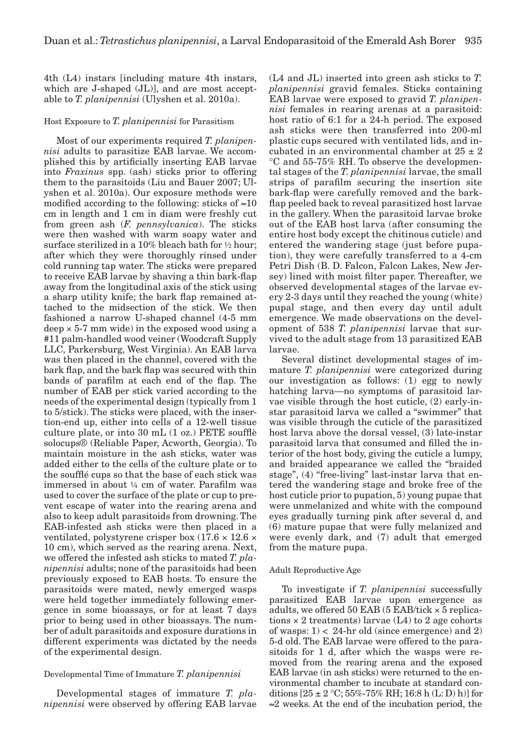4th (L4) instars [including mature 4th instars, which are J-shaped (JL)], and are most acceptable to *T. planipennisi* (Ulyshen et al. 2010a).

### Host Exposure to *T. planipennisi* for Parasitism

Most of our experiments required *T. planipennisi* adults to parasitize EAB larvae. We accomplished this by artificially inserting EAB larvae into *Fraxinus* spp. (ash) sticks prior to offering them to the parasitoids (Liu and Bauer 2007; Ulyshen et al. 2010a). Our exposure methods were modified according to the following: sticks of ≈10 cm in length and 1 cm in diam were freshly cut from green ash (*F. pennsylvanica*). The sticks were then washed with warm soapy water and surface sterilized in a 10% bleach bath for ½ hour; after which they were thoroughly rinsed under cold running tap water. The sticks were prepared to receive EAB larvae by shaving a thin bark-flap away from the longitudinal axis of the stick using a sharp utility knife; the bark flap remained attached to the midsection of the stick. We then fashioned a narrow U-shaped channel (4-5 mm deep × 5-7 mm wide) in the exposed wood using a #11 palm-handled wood veiner (Woodcraft Supply LLC, Parkersburg, West Virginia). An EAB larva was then placed in the channel, covered with the bark flap, and the bark flap was secured with thin bands of parafilm at each end of the flap. The number of EAB per stick varied according to the needs of the experimental design (typically from 1 to 5/stick). The sticks were placed, with the insertion-end up, either into cells of a 12-well tissue culture plate, or into 30 mL (1 oz.) PETE soufflè solocups® (Reliable Paper, Acworth, Georgia). To maintain moisture in the ash sticks, water was added either to the cells of the culture plate or to the soufflé cups so that the base of each stick was immersed in about ¼ cm of water. Parafilm was used to cover the surface of the plate or cup to prevent escape of water into the rearing arena and also to keep adult parasitoids from drowning. The EAB-infested ash sticks were then placed in a ventilated, polystyrene crisper box (17.6 × 12.6 × 10 cm), which served as the rearing arena. Next, we offered the infested ash sticks to mated *T. planipennisi* adults; none of the parasitoids had been previously exposed to EAB hosts. To ensure the parasitoids were mated, newly emerged wasps were held together immediately following emergence in some bioassays, or for at least 7 days prior to being used in other bioassays. The number of adult parasitoids and exposure durations in different experiments was dictated by the needs of the experimental design.

### Developmental Time of Immature *T. planipennisi*

Developmental stages of immature *T. planipennisi* were observed by offering EAB larvae (L4 and JL) inserted into green ash sticks to *T. planipennisi* gravid females. Sticks containing EAB larvae were exposed to gravid *T. planipennisi* females in rearing arenas at a parasitoid: host ratio of 6:1 for a 24-h period. The exposed ash sticks were then transferred into 200-ml plastic cups secured with ventilated lids, and incubated in an environmental chamber at 25 ± 2 °C and 55-75% RH. To observe the developmental stages of the *T. planipennisi* larvae, the small strips of parafilm securing the insertion site bark-flap were carefully removed and the bark-flap peeled back to reveal parasitized host larvae in the gallery. When the parasitoid larvae broke out of the EAB host larva (after consuming the entire host body except the chitinous cuticle) and entered the wandering stage (just before pupation), they were carefully transferred to a 4-cm Petri Dish (B. D. Falcon, Falcon Lakes, New Jersey) lined with moist filter paper. Thereafter, we observed developmental stages of the larvae every 2-3 days until they reached the young (white) pupal stage, and then every day until adult emergence. We made observations on the development of 538 *T. planipennisi* larvae that survived to the adult stage from 13 parasitized EAB larvae.

Several distinct developmental stages of immature *T. planipennisi* were categorized during our investigation as follows: (1) egg to newly hatching larva—no symptoms of parasitoid larvae visible through the host cuticle, (2) early-instar parasitoid larva we called a "swimmer" that was visible through the cuticle of the parasitized host larva above the dorsal vessel, (3) late-instar parasitoid larva that consumed and filled the interior of the host body, giving the cuticle a lumpy, and braided appearance we called the "braided stage", (4) "free-living" last-instar larva that entered the wandering stage and broke free of the host cuticle prior to pupation, 5) young pupae that were unmelanized and white with the compound eyes gradually turning pink after several d, and (6) mature pupae that were fully melanized and were evenly dark, and (7) adult that emerged from the mature pupa.

### Adult Reproductive Age

To investigate if *T. planipennisi* successfully parasitized EAB larvae upon emergence as adults, we offered 50 EAB (5 EAB/tick × 5 replications × 2 treatments) larvae (L4) to 2 age cohorts of wasps: 1) < 24-hr old (since emergence) and 2) 5-d old. The EAB larvae were offered to the parasitoids for 1 d, after which the wasps were removed from the rearing arena and the exposed EAB larvae (in ash sticks) were returned to the environmental chamber to incubate at standard conditions [25 ± 2 °C; 55%-75% RH; 16:8 h (L: D) h)] for ≈2 weeks. At the end of the incubation period, the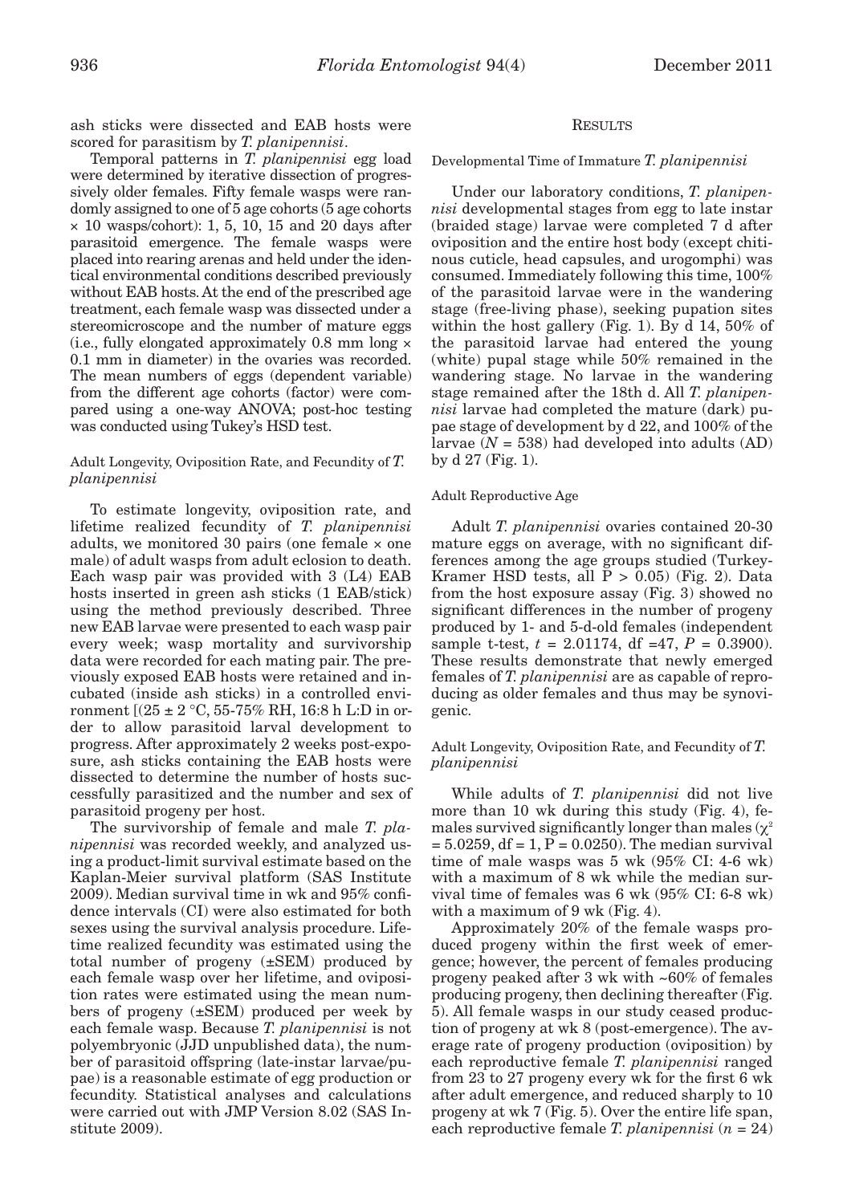ash sticks were dissected and EAB hosts were scored for parasitism by *T. planipennisi*.

Temporal patterns in *T. planipennisi* egg load were determined by iterative dissection of progressively older females. Fifty female wasps were randomly assigned to one of 5 age cohorts (5 age cohorts × 10 wasps/cohort): 1, 5, 10, 15 and 20 days after parasitoid emergence. The female wasps were placed into rearing arenas and held under the identical environmental conditions described previously without EAB hosts. At the end of the prescribed age treatment, each female wasp was dissected under a stereomicroscope and the number of mature eggs (i.e., fully elongated approximately 0.8 mm long × 0.1 mm in diameter) in the ovaries was recorded. The mean numbers of eggs (dependent variable) from the different age cohorts (factor) were compared using a one-way ANOVA; post-hoc testing was conducted using Tukey's HSD test.

### Adult Longevity, Oviposition Rate, and Fecundity of *T. planipennisi*

To estimate longevity, oviposition rate, and lifetime realized fecundity of *T. planipennisi* adults, we monitored 30 pairs (one female × one male) of adult wasps from adult eclosion to death. Each wasp pair was provided with 3 (L4) EAB hosts inserted in green ash sticks (1 EAB/stick) using the method previously described. Three new EAB larvae were presented to each wasp pair every week; wasp mortality and survivorship data were recorded for each mating pair. The previously exposed EAB hosts were retained and incubated (inside ash sticks) in a controlled environment [(25 ± 2 °C, 55-75% RH, 16:8 h L:D in order to allow parasitoid larval development to progress. After approximately 2 weeks post-exposure, ash sticks containing the EAB hosts were dissected to determine the number of hosts successfully parasitized and the number and sex of parasitoid progeny per host.

The survivorship of female and male *T. planipennisi* was recorded weekly, and analyzed using a product-limit survival estimate based on the Kaplan-Meier survival platform (SAS Institute 2009). Median survival time in wk and 95% confidence intervals (CI) were also estimated for both sexes using the survival analysis procedure. Lifetime realized fecundity was estimated using the total number of progeny (±SEM) produced by each female wasp over her lifetime, and oviposition rates were estimated using the mean numbers of progeny (±SEM) produced per week by each female wasp. Because *T. planipennisi* is not polyembryonic (JJD unpublished data), the number of parasitoid offspring (late-instar larvae/pupae) is a reasonable estimate of egg production or fecundity. Statistical analyses and calculations were carried out with JMP Version 8.02 (SAS Institute 2009).

## Results

### Developmental Time of Immature *T. planipennisi*

Under our laboratory conditions, *T. planipennisi* developmental stages from egg to late instar (braided stage) larvae were completed 7 d after oviposition and the entire host body (except chitinous cuticle, head capsules, and urogomphi) was consumed. Immediately following this time, 100% of the parasitoid larvae were in the wandering stage (free-living phase), seeking pupation sites within the host gallery (Fig. 1). By d 14, 50% of the parasitoid larvae had entered the young (white) pupal stage while 50% remained in the wandering stage. No larvae in the wandering stage remained after the 18th d. All *T. planipennisi* larvae had completed the mature (dark) pupae stage of development by d 22, and 100% of the larvae ($N$ = 538) had developed into adults (AD) by d 27 (Fig. 1).

### Adult Reproductive Age

Adult *T. planipennisi* ovaries contained 20-30 mature eggs on average, with no significant differences among the age groups studied (Turkey-Kramer HSD tests, all $P > 0.05$) (Fig. 2). Data from the host exposure assay (Fig. 3) showed no significant differences in the number of progeny produced by 1- and 5-d-old females (independent sample t-test, $t = 2.01174$, df =47, $P = 0.3900$). These results demonstrate that newly emerged females of *T. planipennisi* are as capable of reproducing as older females and thus may be synovigenic.

### Adult Longevity, Oviposition Rate, and Fecundity of *T. planipennisi*

While adults of *T. planipennisi* did not live more than 10 wk during this study (Fig. 4), females survived significantly longer than males ($\chi^2 = 5.0259$, df = 1, $P = 0.0250$). The median survival time of male wasps was 5 wk (95% CI: 4-6 wk) with a maximum of 8 wk while the median survival time of females was 6 wk (95% CI: 6-8 wk) with a maximum of 9 wk (Fig. 4).

Approximately 20% of the female wasps produced progeny within the first week of emergence; however, the percent of females producing progeny peaked after 3 wk with ~60% of females producing progeny, then declining thereafter (Fig. 5). All female wasps in our study ceased production of progeny at wk 8 (post-emergence). The average rate of progeny production (oviposition) by each reproductive female *T. planipennisi* ranged from 23 to 27 progeny every wk for the first 6 wk after adult emergence, and reduced sharply to 10 progeny at wk 7 (Fig. 5). Over the entire life span, each reproductive female *T. planipennisi* ($n$ = 24)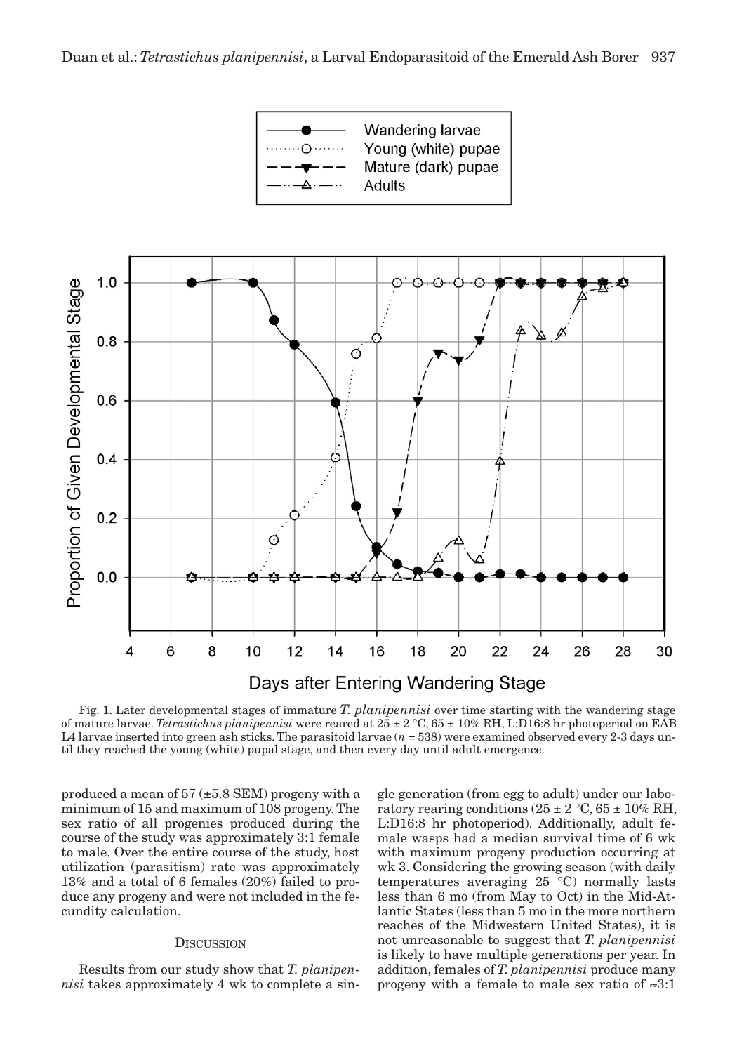Fig. 1. Later developmental stages of immature *T. planipennisi* over time starting with the wandering stage of mature larvae. *Tetrastichus planipennisi* were reared at 25 ± 2 °C, 65 ± 10% RH, L:D16:8 hr photoperiod on EAB L4 larvae inserted into green ash sticks. The parasitoid larvae ($n$ = 538) were examined observed every 2-3 days until they reached the young (white) pupal stage, and then every day until adult emergence.

produced a mean of 57 (±5.8 SEM) progeny with a minimum of 15 and maximum of 108 progeny. The sex ratio of all progenies produced during the course of the study was approximately 3:1 female to male. Over the entire course of the study, host utilization (parasitism) rate was approximately 13% and a total of 6 females (20%) failed to produce any progeny and were not included in the fecundity calculation.

## Discussion

Results from our study show that *T. planipennisi* takes approximately 4 wk to complete a single generation (from egg to adult) under our laboratory rearing conditions (25 ± 2 °C, 65 ± 10% RH, L:D16:8 hr photoperiod). Additionally, adult female wasps had a median survival time of 6 wk with maximum progeny production occurring at wk 3. Considering the growing season (with daily temperatures averaging 25 °C) normally lasts less than 6 mo (from May to Oct) in the Mid-Atlantic States (less than 5 mo in the more northern reaches of the Midwestern United States), it is not unreasonable to suggest that *T. planipennisi* is likely to have multiple generations per year. In addition, females of *T. planipennisi* produce many progeny with a female to male sex ratio of ≈3:1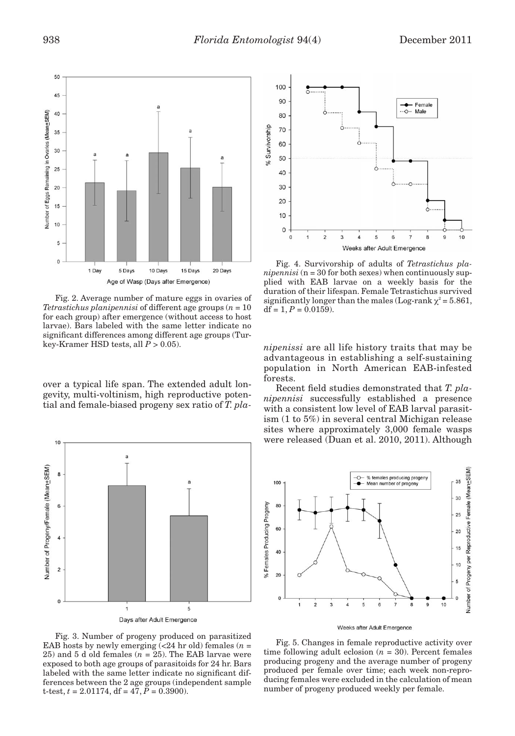Fig. 2. Average number of mature eggs in ovaries of *Tetrastichus planipennisi* of different age groups ($n$ = 10 for each group) after emergence (without access to host larvae). Bars labeled with the same letter indicate no significant differences among different age groups (Turkey-Kramer HSD tests, all $P > 0.05$).

Fig. 4. Survivorship of adults of *Tetrastichus planipennisi* (n = 30 for both sexes) when continuously supplied with EAB larvae on a weekly basis for the duration of their lifespan. Female Tetrastichus survived significantly longer than the males (Log-rank $\chi^2 = 5.861$, df = 1, $P = 0.0159$).

over a typical life span. The extended adult longevity, multi-voltinism, high reproductive potential and female-biased progeny sex ratio of *T. planipenissi* are all life history traits that may be advantageous in establishing a self-sustaining population in North American EAB-infested forests.

Recent field studies demonstrated that *T. planipennisi* successfully established a presence with a consistent low level of EAB larval parasitism (1 to 5%) in several central Michigan release sites where approximately 3,000 female wasps were released (Duan et al. 2010, 2011). Although

Fig. 3. Number of progeny produced on parasitized EAB hosts by newly emerging (<24 hr old) females ($n$ = 25) and 5 d old females ($n$ = 25). The EAB larvae were exposed to both age groups of parasitoids for 24 hr. Bars labeled with the same letter indicate no significant differences between the 2 age groups (independent sample t-test, $t = 2.01174$, df = 47, $P = 0.3900$).

Fig. 5. Changes in female reproductive activity over time following adult eclosion ($n$ = 30). Percent females producing progeny and the average number of progeny produced per female over time; each week non-reproducing females were excluded in the calculation of mean number of progeny produced weekly per female.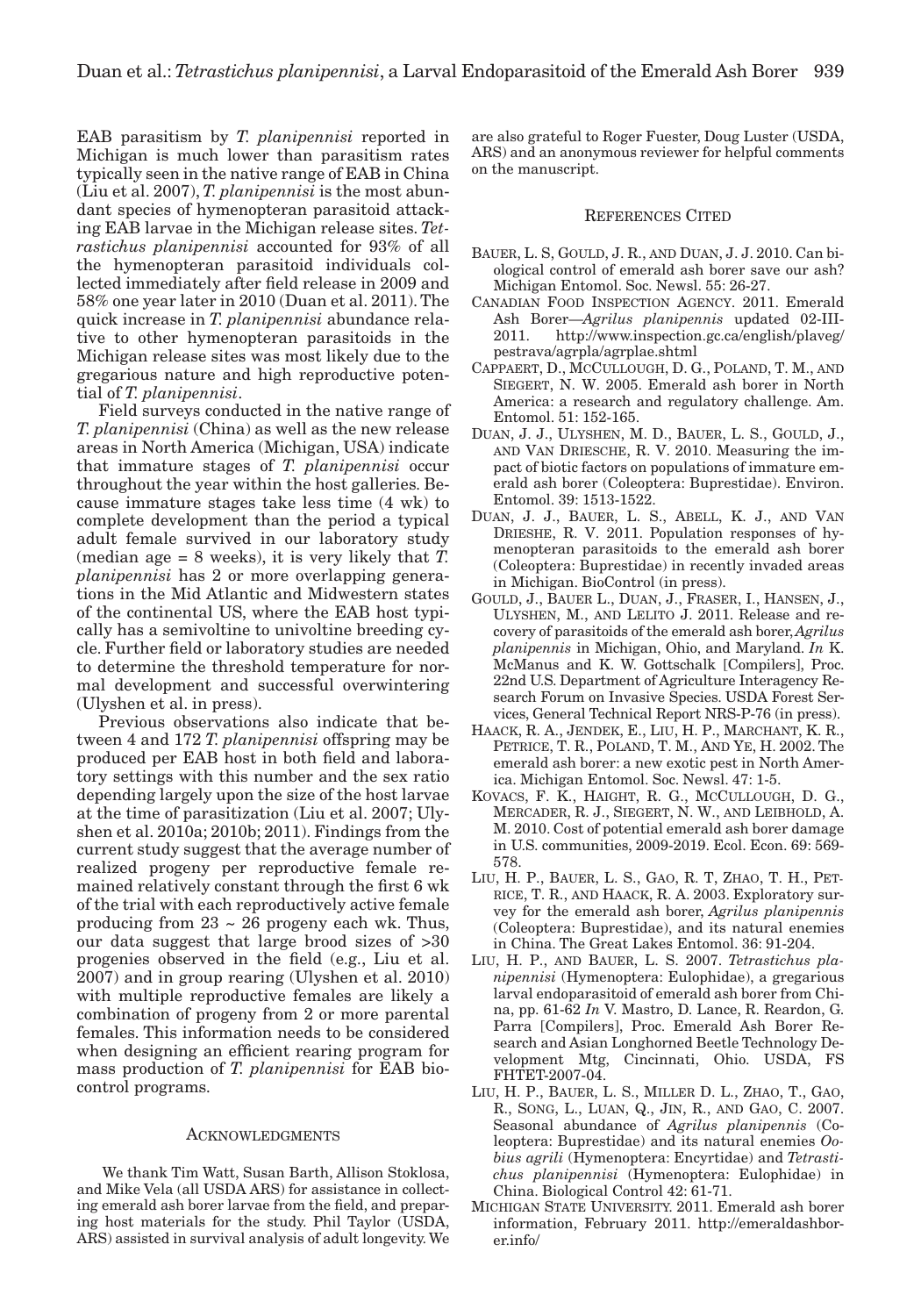EAB parasitism by *T. planipennisi* reported in Michigan is much lower than parasitism rates typically seen in the native range of EAB in China (Liu et al. 2007), *T. planipennisi* is the most abundant species of hymenopteran parasitoid attacking EAB larvae in the Michigan release sites. *Tetrastichus planipennisi* accounted for 93% of all the hymenopteran parasitoid individuals collected immediately after field release in 2009 and 58% one year later in 2010 (Duan et al. 2011). The quick increase in *T. planipennisi* abundance relative to other hymenopteran parasitoids in the Michigan release sites was most likely due to the gregarious nature and high reproductive potential of *T. planipennisi*.

Field surveys conducted in the native range of *T. planipennisi* (China) as well as the new release areas in North America (Michigan, USA) indicate that immature stages of *T. planipennisi* occur throughout the year within the host galleries. Because immature stages take less time (4 wk) to complete development than the period a typical adult female survived in our laboratory study (median age = 8 weeks), it is very likely that *T. planipennisi* has 2 or more overlapping generations in the Mid Atlantic and Midwestern states of the continental US, where the EAB host typically has a semivoltine to univoltine breeding cycle. Further field or laboratory studies are needed to determine the threshold temperature for normal development and successful overwintering (Ulyshen et al. in press).

Previous observations also indicate that between 4 and 172 *T. planipennisi* offspring may be produced per EAB host in both field and laboratory settings with this number and the sex ratio depending largely upon the size of the host larvae at the time of parasitization (Liu et al. 2007; Ulyshen et al. 2010a; 2010b; 2011). Findings from the current study suggest that the average number of realized progeny per reproductive female remained relatively constant through the first 6 wk of the trial with each reproductively active female producing from 23 ~ 26 progeny each wk. Thus, our data suggest that large brood sizes of >30 progenies observed in the field (e.g., Liu et al. 2007) and in group rearing (Ulyshen et al. 2010) with multiple reproductive females are likely a combination of progeny from 2 or more parental females. This information needs to be considered when designing an efficient rearing program for mass production of *T. planipennisi* for EAB biocontrol programs.

## Acknowledgments

We thank Tim Watt, Susan Barth, Allison Stoklosa, and Mike Vela (all USDA ARS) for assistance in collecting emerald ash borer larvae from the field, and preparing host materials for the study. Phil Taylor (USDA, ARS) assisted in survival analysis of adult longevity. We are also grateful to Roger Fuester, Doug Luster (USDA, ARS) and an anonymous reviewer for helpful comments on the manuscript.

## References Cited

Bauer, L. S, Gould, J. R., and Duan, J. J. 2010. Can biological control of emerald ash borer save our ash? Michigan Entomol. Soc. Newsl. 55: 26-27.

Canadian Food Inspection Agency. 2011. Emerald Ash Borer—*Agrilus planipennis* updated 02-III-2011. http://www.inspection.gc.ca/english/plaveg/pestrava/agrpla/agrplae.shtml

Cappaert, D., McCullough, D. G., Poland, T. M., and Siegert, N. W. 2005. Emerald ash borer in North America: a research and regulatory challenge. Am. Entomol. 51: 152-165.

Duan, J. J., Ulyshen, M. D., Bauer, L. S., Gould, J., and Van Driesche, R. V. 2010. Measuring the impact of biotic factors on populations of immature emerald ash borer (Coleoptera: Buprestidae). Environ. Entomol. 39: 1513-1522.

Duan, J. J., Bauer, L. S., Abell, K. J., and Van Drieshe, R. V. 2011. Population responses of hymenopteran parasitoids to the emerald ash borer (Coleoptera: Buprestidae) in recently invaded areas in Michigan. BioControl (in press).

Gould, J., Bauer L., Duan, J., Fraser, I., Hansen, J., Ulyshen, M., and Lelito J. 2011. Release and recovery of parasitoids of the emerald ash borer, *Agrilus planipennis* in Michigan, Ohio, and Maryland. *In* K. McManus and K. W. Gottschalk [Compilers], Proc. 22nd U.S. Department of Agriculture Interagency Research Forum on Invasive Species. USDA Forest Services, General Technical Report NRS-P-76 (in press).

Haack, R. A., Jendek, E., Liu, H. P., Marchant, K. R., Petrice, T. R., Poland, T. M., and Ye, H. 2002. The emerald ash borer: a new exotic pest in North America. Michigan Entomol. Soc. Newsl. 47: 1-5.

Kovacs, F. K., Haight, R. G., McCullough, D. G., Mercader, R. J., Siegert, N. W., and Leibhold, A. M. 2010. Cost of potential emerald ash borer damage in U.S. communities, 2009-2019. Ecol. Econ. 69: 569-578.

Liu, H. P., Bauer, L. S., Gao, R. T, Zhao, T. H., Petrice, T. R., and Haack, R. A. 2003. Exploratory survey for the emerald ash borer, *Agrilus planipennis* (Coleoptera: Buprestidae), and its natural enemies in China. The Great Lakes Entomol. 36: 91-204.

Liu, H. P., and Bauer, L. S. 2007. *Tetrastichus planipennisi* (Hymenoptera: Eulophidae), a gregarious larval endoparasitoid of emerald ash borer from China, pp. 61-62 *In* V. Mastro, D. Lance, R. Reardon, G. Parra [Compilers], Proc. Emerald Ash Borer Research and Asian Longhorned Beetle Technology Development Mtg, Cincinnati, Ohio. USDA, FS FHTET-2007-04.

Liu, H. P., Bauer, L. S., Miller D. L., Zhao, T., Gao, R., Song, L., Luan, Q., Jin, R., and Gao, C. 2007. Seasonal abundance of *Agrilus planipennis* (Coleoptera: Buprestidae) and its natural enemies *Oobius agrili* (Hymenoptera: Encyrtidae) and *Tetrastichus planipennisi* (Hymenoptera: Eulophidae) in China. Biological Control 42: 61-71.

Michigan State University. 2011. Emerald ash borer information, February 2011. http://emeraldashborer.info/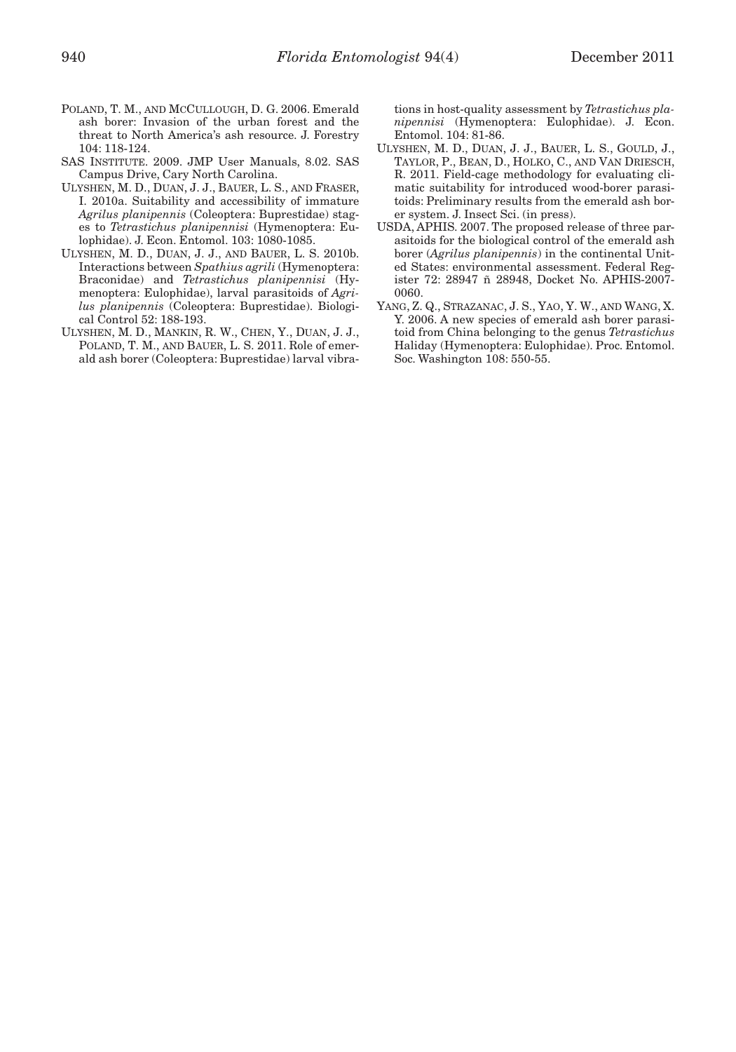POLAND, T. M., AND MCCULLOUGH, D. G. 2006. Emerald ash borer: Invasion of the urban forest and the threat to North America's ash resource. J. Forestry 104: 118-124.

SAS INSTITUTE. 2009. JMP User Manuals, 8.02. SAS Campus Drive, Cary North Carolina.

ULYSHEN, M. D., DUAN, J. J., BAUER, L. S., AND FRASER, I. 2010a. Suitability and accessibility of immature *Agrilus planipennis* (Coleoptera: Buprestidae) stages to *Tetrastichus planipennisi* (Hymenoptera: Eulophidae). J. Econ. Entomol. 103: 1080-1085.

ULYSHEN, M. D., DUAN, J. J., AND BAUER, L. S. 2010b. Interactions between *Spathius agrili* (Hymenoptera: Braconidae) and *Tetrastichus planipennisi* (Hymenoptera: Eulophidae), larval parasitoids of *Agrilus planipennis* (Coleoptera: Buprestidae). Biological Control 52: 188-193.

ULYSHEN, M. D., MANKIN, R. W., CHEN, Y., DUAN, J. J., POLAND, T. M., AND BAUER, L. S. 2011. Role of emerald ash borer (Coleoptera: Buprestidae) larval vibrations in host-quality assessment by *Tetrastichus planipennisi* (Hymenoptera: Eulophidae). J. Econ. Entomol. 104: 81-86.

ULYSHEN, M. D., DUAN, J. J., BAUER, L. S., GOULD, J., TAYLOR, P., BEAN, D., HOLKO, C., AND VAN DRIESCH, R. 2011. Field-cage methodology for evaluating climatic suitability for introduced wood-borer parasitoids: Preliminary results from the emerald ash borer system. J. Insect Sci. (in press).

USDA, APHIS. 2007. The proposed release of three parasitoids for the biological control of the emerald ash borer (*Agrilus planipennis*) in the continental United States: environmental assessment. Federal Register 72: 28947 ñ 28948, Docket No. APHIS-2007-0060.

YANG, Z. Q., STRAZANAC, J. S., YAO, Y. W., AND WANG, X. Y. 2006. A new species of emerald ash borer parasitoid from China belonging to the genus *Tetrastichus* Haliday (Hymenoptera: Eulophidae). Proc. Entomol. Soc. Washington 108: 550-55.